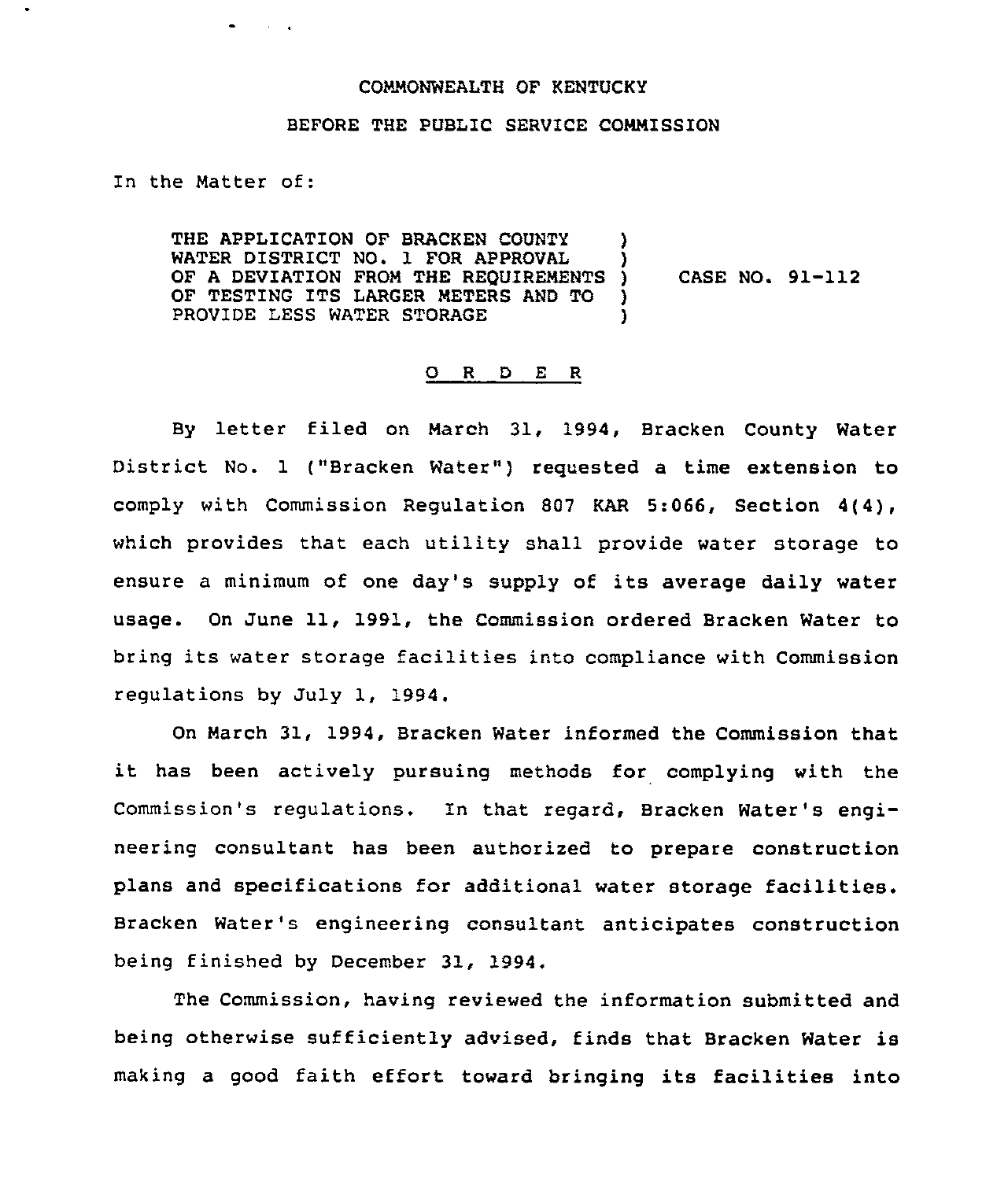COMMONWEALTH OF KENTUCKY

BEFORE THE PUBLIC SERVICE COMMISSION

In the Matter of:

THE APPLICATION OF BRACKEN COUNTY WATER DISTRICT NO. 1 FOR APPROVAL OF A DEVIATION FROM THE REQUIREMENTS OF TESTING ITS LARGER METERS AND TO PROVIDE LESS WATER STORAGE ) CASE NO. 91-112

O R D E R

By letter filed on March 31, 1994, Bracken County Water District No. 1 ("Bracken Water") requested a time extension to comply with Commission Regulation 807 KAR 5:066, Section 4(4), which provides that each utility shall provide water storage to ensure a minimum of one day's supply of its average daily water usage. On June 11, 1991, the Commission ordered Bracken Water to bring its water storage facilities into compliance with Commission regulations by July 1, 1994.

On March 31, 1994, Bracken Water informed the Commission that it has been actively pursuing methods for complying with the Commission's regulations. In that regard, Bracken Water's engineering consultant has been authorized to prepare construction plans and specifications for additional water storage facilities. Bracken Water's engineering consultant anticipates construction being finished by December 31, 1994.

The Commission, having reviewed the information submitted and being otherwise sufficiently advised, finds that Bracken Water is making a good faith effort toward bringing its facilities into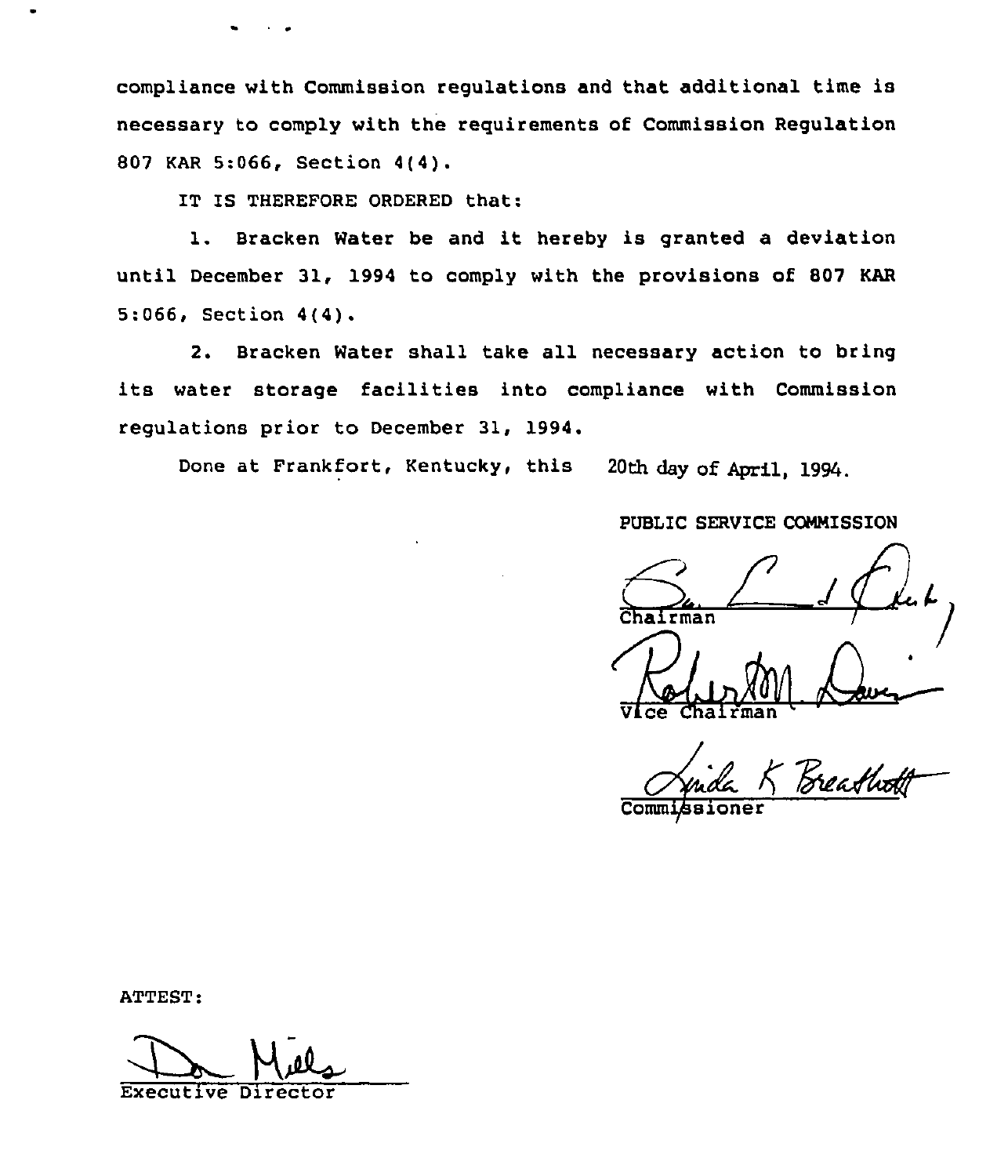compliance with Commission regulations and that additional time is necessary to comply with the requirements of Commission Regulation 807 KAR 5:066, Section 4(4).

IT IS THEREFORE ORDERED that:

1. Bracken Water be and it hereby is granted a deviation until December 31, 1994 to comply with the provisions of 807 KAR 5:066, Section 4(4).

2. Bracken Water shall take all necessary action to bring its water storage facilities into compliance with Commission regulations prior to December 31, 1994.

Done at Frankfort, Kentucky, this 20th day of April, 1994.

PUBLIC SERVICE COMMISSION

Chairman

Vice Chairman

Commissioner

ATTEST:

Executive Director